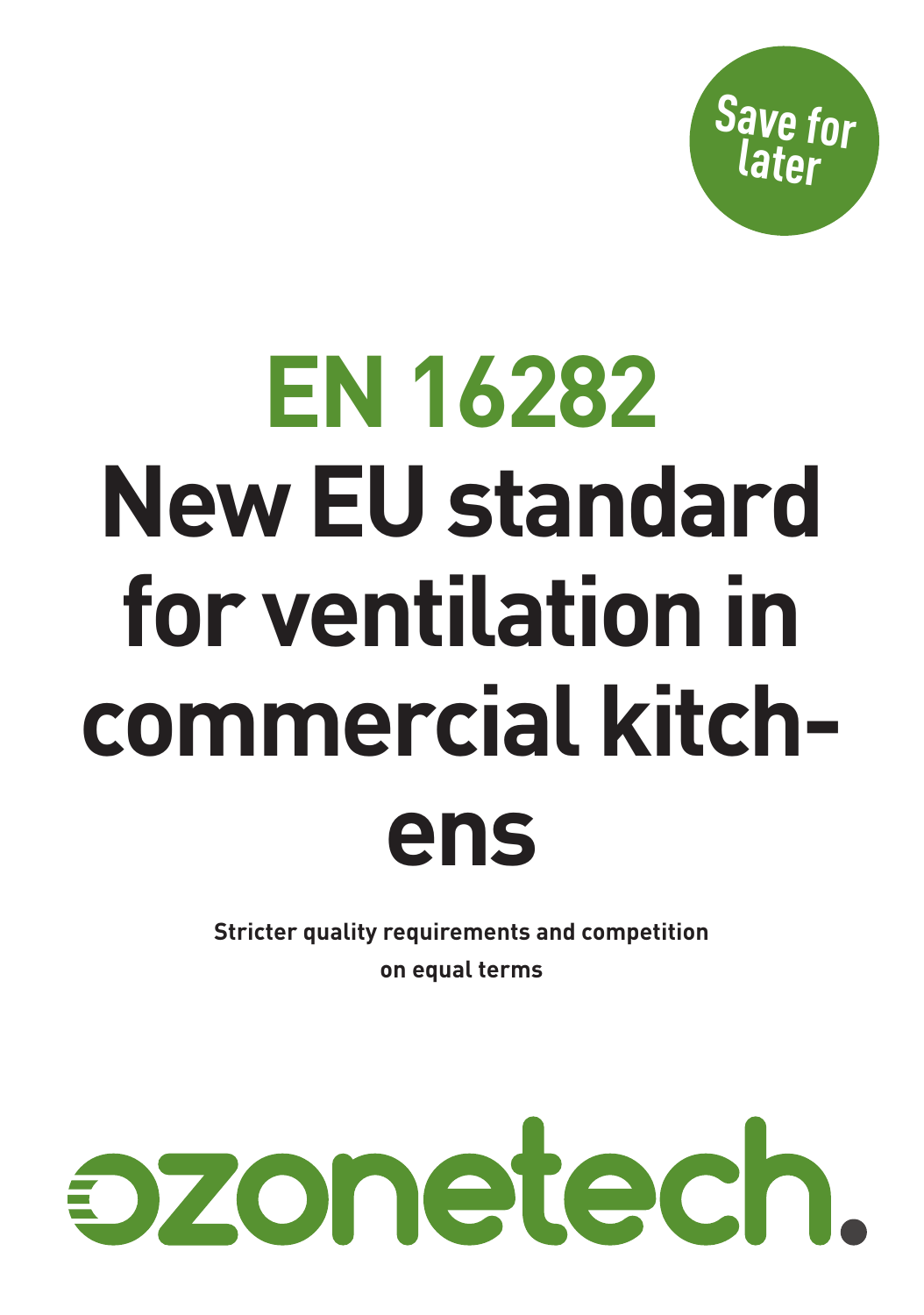Save for later

# EN 16282

# New EU standard for ventilation in commercial kitchens

**Stricter quality requirements and competition on equal terms**

ozonetech.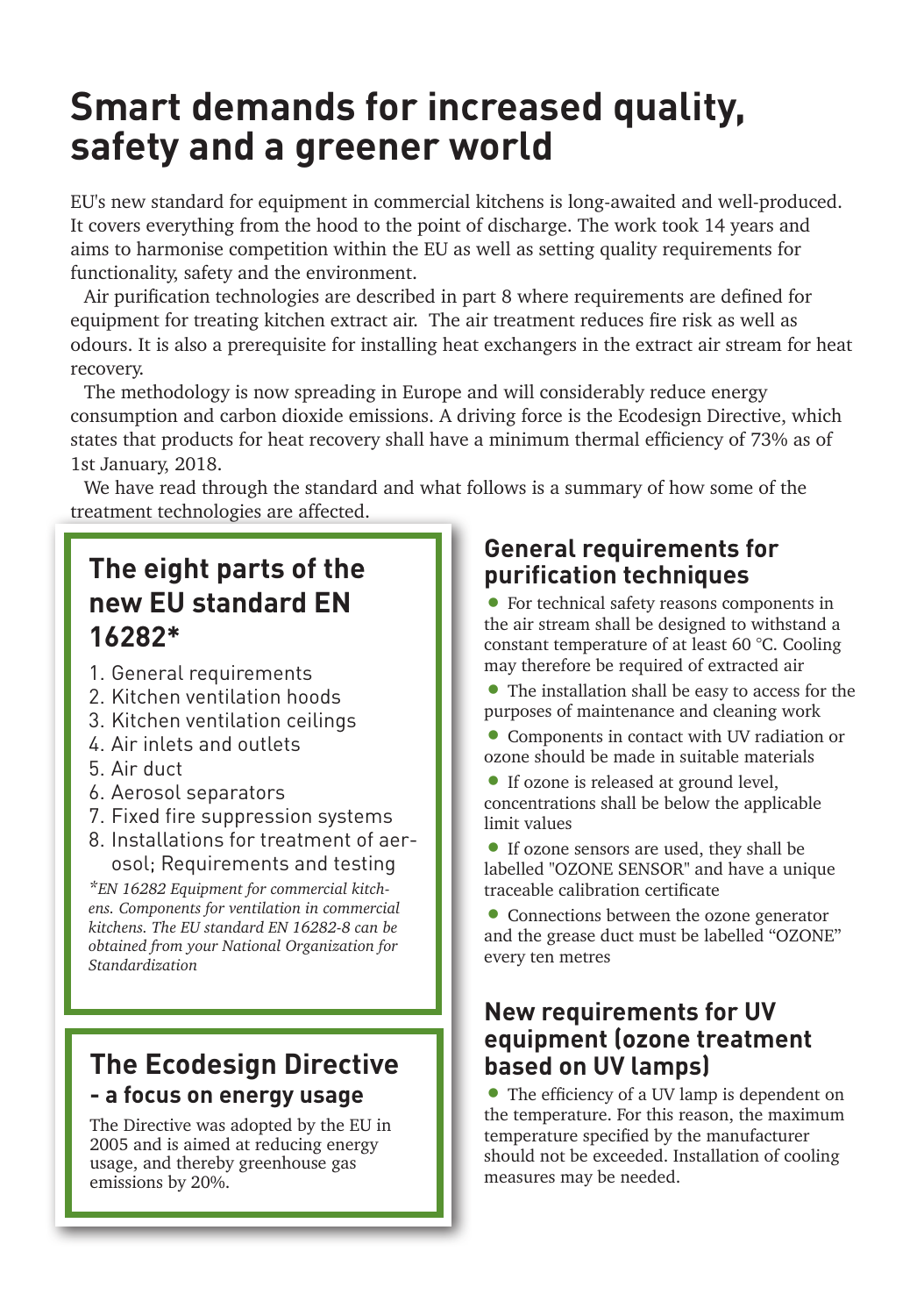# Smart demands for increased quality, safety and a greener world

EU's new standard for equipment in commercial kitchens is long-awaited and well-produced. It covers everything from the hood to the point of discharge. The work took 14 years and aims to harmonise competition within the EU as well as setting quality requirements for functionality, safety and the environment.

Air purification technologies are described in part 8 where requirements are defined for equipment for treating kitchen extract air. The air treatment reduces fire risk as well as odours. It is also a prerequisite for installing heat exchangers in the extract air stream for heat recovery.

The methodology is now spreading in Europe and will considerably reduce energy consumption and carbon dioxide emissions. A driving force is the Ecodesign Directive, which states that products for heat recovery shall have a minimum thermal efficiency of 73% as of 1st January, 2018.

We have read through the standard and what follows is a summary of how some of the treatment technologies are affected.

## The eight parts of the new EU standard EN 16282*

1. General requirements
2. Kitchen ventilation hoods
3. Kitchen ventilation ceilings
4. Air inlets and outlets
5. Air duct
6. Aerosol separators
7. Fixed fire suppression systems
8. Installations for treatment of aerosol; Requirements and testing

*\*EN 16282 Equipment for commercial kitchens. Components for ventilation in commercial kitchens. The EU standard EN 16282-8 can be obtained from your National Organization for Standardization*

## The Ecodesign Directive

### - a focus on energy usage

The Directive was adopted by the EU in 2005 and is aimed at reducing energy usage, and thereby greenhouse gas emissions by 20%.

## General requirements for purification techniques

- For technical safety reasons components in the air stream shall be designed to withstand a constant temperature of at least 60 °C. Cooling may therefore be required of extracted air
- The installation shall be easy to access for the purposes of maintenance and cleaning work
- Components in contact with UV radiation or ozone should be made in suitable materials
- If ozone is released at ground level, concentrations shall be below the applicable limit values
- If ozone sensors are used, they shall be labelled "OZONE SENSOR" and have a unique traceable calibration certificate
- Connections between the ozone generator and the grease duct must be labelled "OZONE" every ten metres

## New requirements for UV equipment (ozone treatment based on UV lamps)

- The efficiency of a UV lamp is dependent on the temperature. For this reason, the maximum temperature specified by the manufacturer should not be exceeded. Installation of cooling measures may be needed.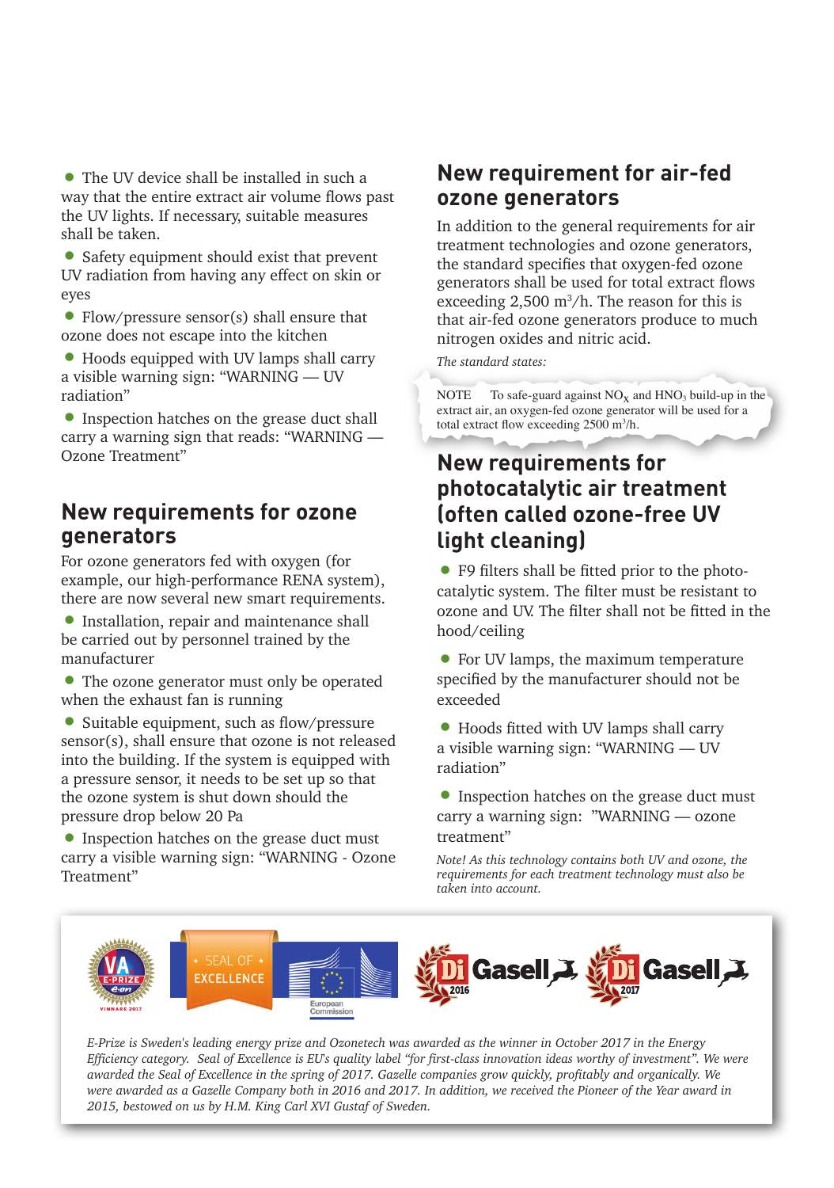- The UV device shall be installed in such a way that the entire extract air volume flows past the UV lights. If necessary, suitable measures shall be taken.
- Safety equipment should exist that prevent UV radiation from having any effect on skin or eyes
- Flow/pressure sensor(s) shall ensure that ozone does not escape into the kitchen
- Hoods equipped with UV lamps shall carry a visible warning sign: “WARNING — UV radiation”
- Inspection hatches on the grease duct shall carry a warning sign that reads: “WARNING — Ozone Treatment”

## New requirements for ozone generators

For ozone generators fed with oxygen (for example, our high-performance RENA system), there are now several new smart requirements.

- Installation, repair and maintenance shall be carried out by personnel trained by the manufacturer
- The ozone generator must only be operated when the exhaust fan is running
- Suitable equipment, such as flow/pressure sensor(s), shall ensure that ozone is not released into the building. If the system is equipped with a pressure sensor, it needs to be set up so that the ozone system is shut down should the pressure drop below 20 Pa
- Inspection hatches on the grease duct must carry a visible warning sign: “WARNING - Ozone Treatment”

## New requirement for air-fed ozone generators

In addition to the general requirements for air treatment technologies and ozone generators, the standard specifies that oxygen-fed ozone generators shall be used for total extract flows exceeding 2,500 m$^3$/h. The reason for this is that air-fed ozone generators produce to much nitrogen oxides and nitric acid.

*The standard states:*

NOTE To safe-guard against $NO_X$ and $HNO_3$ build-up in the extract air, an oxygen-fed ozone generator will be used for a total extract flow exceeding 2500 m$^3$/h.

## New requirements for photocatalytic air treatment (often called ozone-free UV light cleaning)

- F9 filters shall be fitted prior to the photo-catalytic system. The filter must be resistant to ozone and UV. The filter shall not be fitted in the hood/ceiling
- For UV lamps, the maximum temperature specified by the manufacturer should not be exceeded
- Hoods fitted with UV lamps shall carry a visible warning sign: “WARNING — UV radiation”
- Inspection hatches on the grease duct must carry a warning sign: ”WARNING — ozone treatment”

*Note! As this technology contains both UV and ozone, the requirements for each treatment technology must also be taken into account.*

VA E-PRIZE e-on VINNARE 2017 | SEAL OF EXCELLENCE European Commission | Di Gasell 2016 | Di Gasell 2017

*E-Prize is Sweden's leading energy prize and Ozonetech was awarded as the winner in October 2017 in the Energy Efficiency category. Seal of Excellence is EU's quality label “for first-class innovation ideas worthy of investment”. We were awarded the Seal of Excellence in the spring of 2017. Gazelle companies grow quickly, profitably and organically. We were awarded as a Gazelle Company both in 2016 and 2017. In addition, we received the Pioneer of the Year award in 2015, bestowed on us by H.M. King Carl XVI Gustaf of Sweden.*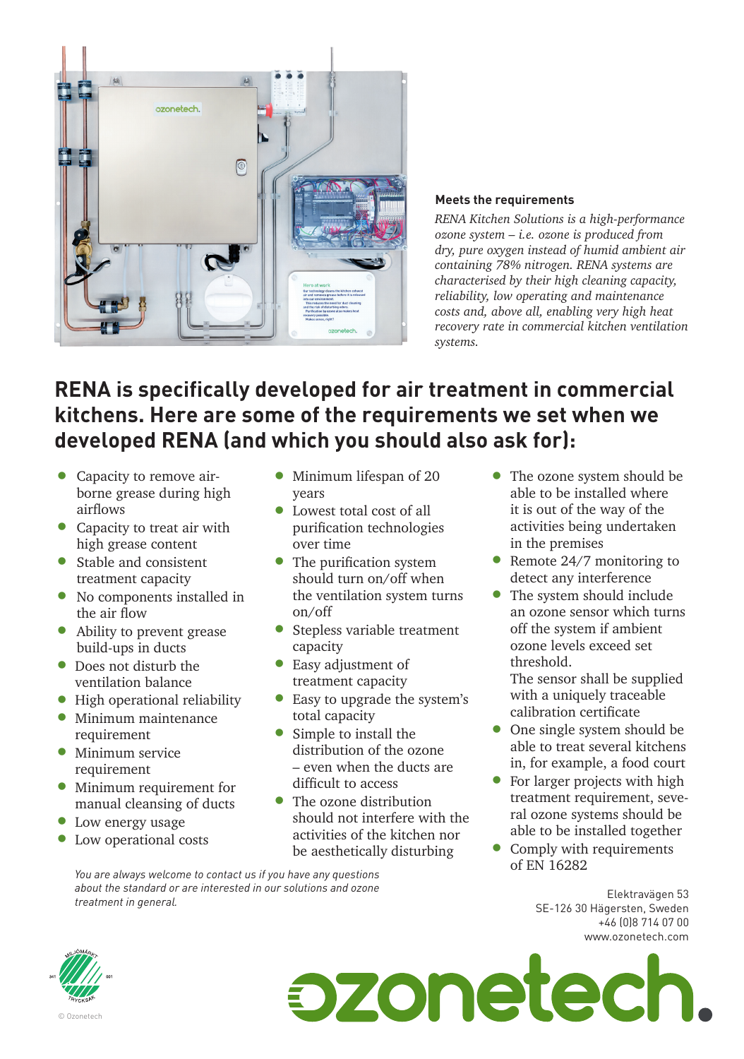### Meets the requirements

*RENA Kitchen Solutions is a high-performance ozone system – i.e. ozone is produced from dry, pure oxygen instead of humid ambient air containing 78% nitrogen. RENA systems are characterised by their high cleaning capacity, reliability, low operating and maintenance costs and, above all, enabling very high heat recovery rate in commercial kitchen ventilation systems.*

## RENA is specifically developed for air treatment in commercial kitchens. Here are some of the requirements we set when we developed RENA (and which you should also ask for):

- Capacity to remove air-borne grease during high airflows
- Capacity to treat air with high grease content
- Stable and consistent treatment capacity
- No components installed in the air flow
- Ability to prevent grease build-ups in ducts
- Does not disturb the ventilation balance
- High operational reliability
- Minimum maintenance requirement
- Minimum service requirement
- Minimum requirement for manual cleansing of ducts
- Low energy usage
- Low operational costs
- Minimum lifespan of 20 years
- Lowest total cost of all purification technologies over time
- The purification system should turn on/off when the ventilation system turns on/off
- Stepless variable treatment capacity
- Easy adjustment of treatment capacity
- Easy to upgrade the system's total capacity
- Simple to install the distribution of the ozone – even when the ducts are difficult to access
- The ozone distribution should not interfere with the activities of the kitchen nor be aesthetically disturbing
- The ozone system should be able to be installed where it is out of the way of the activities being undertaken in the premises
- Remote 24/7 monitoring to detect any interference
- The system should include an ozone sensor which turns off the system if ambient ozone levels exceed set threshold.
  The sensor shall be supplied with a uniquely traceable calibration certificate
- One single system should be able to treat several kitchens in, for example, a food court
- For larger projects with high treatment requirement, several ozone systems should be able to be installed together
- Comply with requirements of EN 16282

*You are always welcome to contact us if you have any questions about the standard or are interested in our solutions and ozone treatment in general.*

Elektravägen 53
SE-126 30 Hägersten, Sweden
+46 (0)8 714 07 00
www.ozonetech.com

MILJÖMÄRKT 341 001 TRYCKSAK

© Ozonetech

ozonetech.